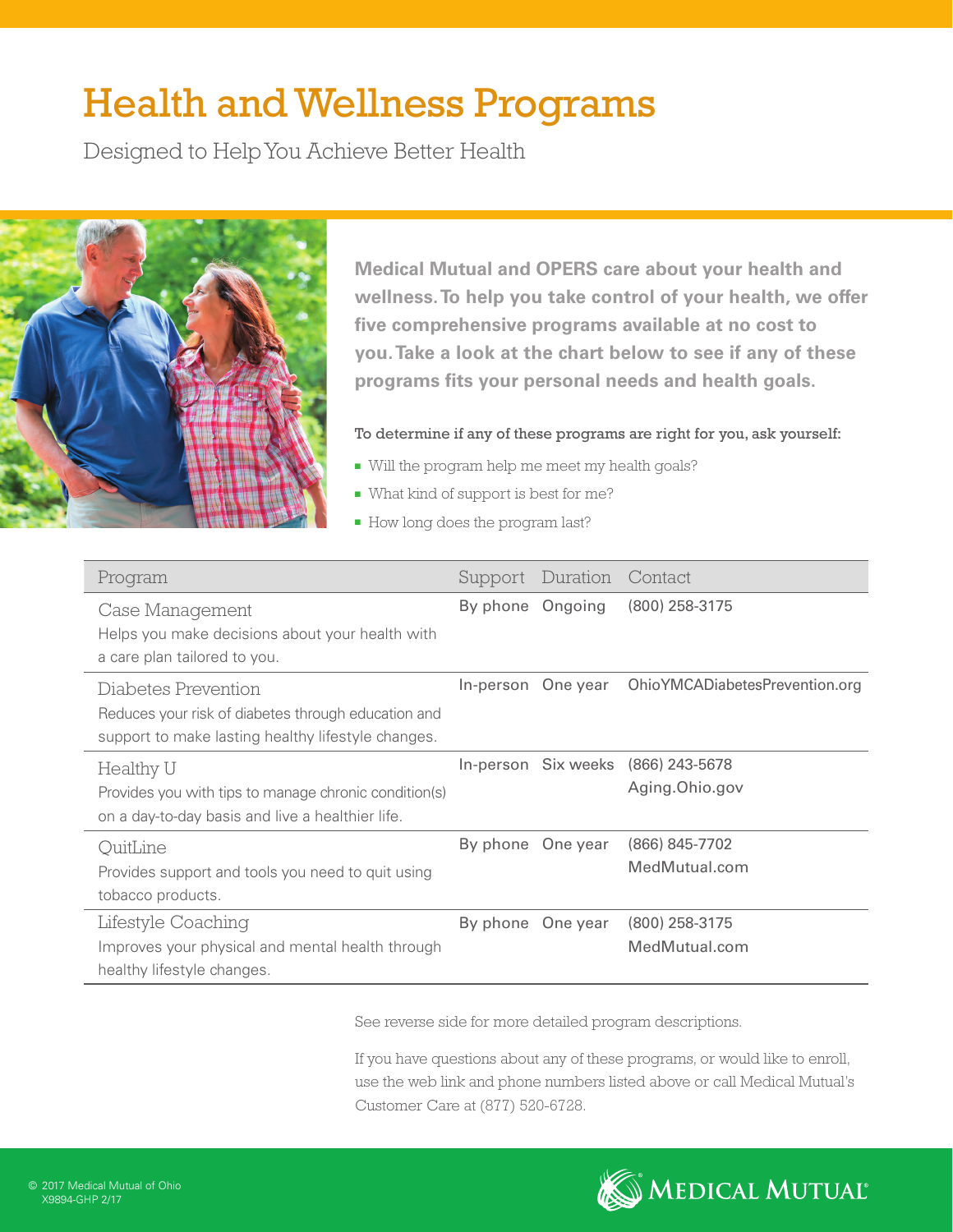# Health and Wellness Programs

Designed to Help You Achieve Better Health

**Medical Mutual and OPERS care about your health and wellness. To help you take control of your health, we offer five comprehensive programs available at no cost to you. Take a look at the chart below to see if any of these programs fits your personal needs and health goals.**

To determine if any of these programs are right for you, ask yourself:

- Will the program help me meet my health goals?
- What kind of support is best for me?
- How long does the program last?

| Program | Support | Duration | Contact |
|---|---|---|---|
| Case Management<br>Helps you make decisions about your health with a care plan tailored to you. | By phone | Ongoing | (800) 258-3175 |
| Diabetes Prevention<br>Reduces your risk of diabetes through education and support to make lasting healthy lifestyle changes. | In-person | One year | OhioYMCADiabetesPrevention.org |
| Healthy U<br>Provides you with tips to manage chronic condition(s) on a day-to-day basis and live a healthier life. | In-person | Six weeks | (866) 243-5678<br>Aging.Ohio.gov |
| QuitLine<br>Provides support and tools you need to quit using tobacco products. | By phone | One year | (866) 845-7702<br>MedMutual.com |
| Lifestyle Coaching<br>Improves your physical and mental health through healthy lifestyle changes. | By phone | One year | (800) 258-3175<br>MedMutual.com |

See reverse side for more detailed program descriptions.

If you have questions about any of these programs, or would like to enroll, use the web link and phone numbers listed above or call Medical Mutual's Customer Care at (877) 520-6728.

© 2017 Medical Mutual of Ohio
X9894-GHP 2/17

MEDICAL MUTUAL®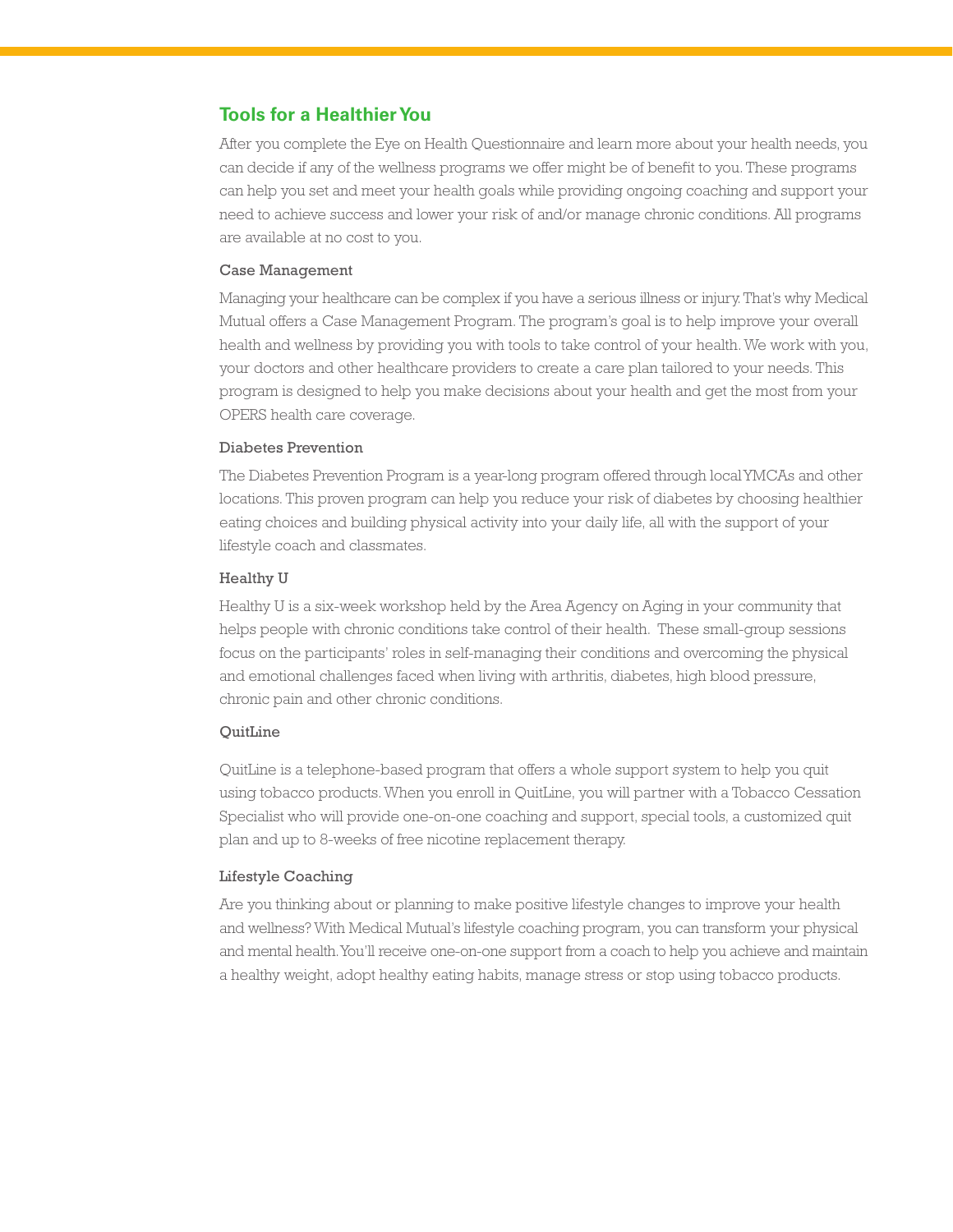## Tools for a Healthier You

After you complete the Eye on Health Questionnaire and learn more about your health needs, you can decide if any of the wellness programs we offer might be of benefit to you. These programs can help you set and meet your health goals while providing ongoing coaching and support your need to achieve success and lower your risk of and/or manage chronic conditions. All programs are available at no cost to you.

### Case Management

Managing your healthcare can be complex if you have a serious illness or injury. That's why Medical Mutual offers a Case Management Program. The program's goal is to help improve your overall health and wellness by providing you with tools to take control of your health. We work with you, your doctors and other healthcare providers to create a care plan tailored to your needs. This program is designed to help you make decisions about your health and get the most from your OPERS health care coverage.

### Diabetes Prevention

The Diabetes Prevention Program is a year-long program offered through local YMCAs and other locations. This proven program can help you reduce your risk of diabetes by choosing healthier eating choices and building physical activity into your daily life, all with the support of your lifestyle coach and classmates.

### Healthy U

Healthy U is a six-week workshop held by the Area Agency on Aging in your community that helps people with chronic conditions take control of their health. These small-group sessions focus on the participants' roles in self-managing their conditions and overcoming the physical and emotional challenges faced when living with arthritis, diabetes, high blood pressure, chronic pain and other chronic conditions.

### QuitLine

QuitLine is a telephone-based program that offers a whole support system to help you quit using tobacco products. When you enroll in QuitLine, you will partner with a Tobacco Cessation Specialist who will provide one-on-one coaching and support, special tools, a customized quit plan and up to 8-weeks of free nicotine replacement therapy.

### Lifestyle Coaching

Are you thinking about or planning to make positive lifestyle changes to improve your health and wellness? With Medical Mutual's lifestyle coaching program, you can transform your physical and mental health. You'll receive one-on-one support from a coach to help you achieve and maintain a healthy weight, adopt healthy eating habits, manage stress or stop using tobacco products.